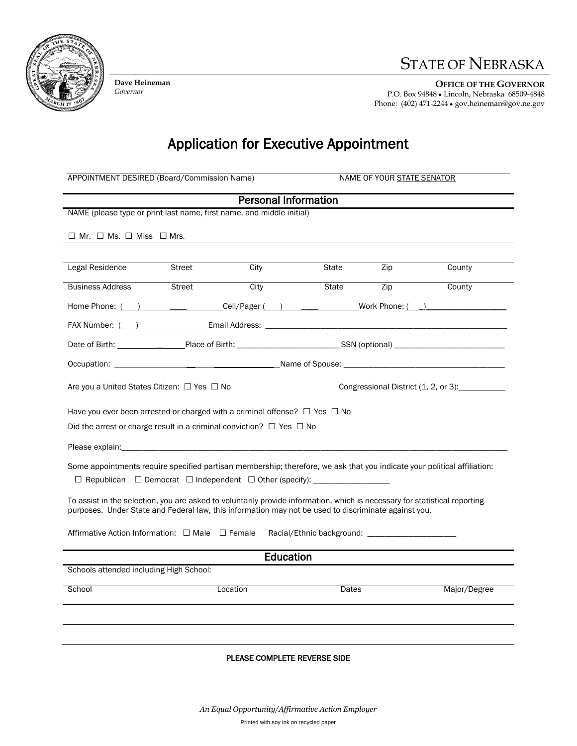# STATE OF NEBRASKA

**Dave Heineman**
*Governor*

**OFFICE OF THE GOVERNOR**
P.O. Box 94848 • Lincoln, Nebraska 68509-4848
Phone: (402) 471-2244 • gov.heineman@gov.ne.gov

## Application for Executive Appointment

APPOINTMENT DESIRED (Board/Commission Name) NAME OF YOUR STATE SENATOR

### Personal Information

NAME (please type or print last name, first name, and middle initial)

☐ Mr. ☐ Ms. ☐ Miss ☐ Mrs.

| Legal Residence | Street | City | State | Zip | County |
|---|---|---|---|---|---|
| Business Address | Street | City | State | Zip | County |

Home Phone: ( ) ____ Cell/Pager ( ) ____ Work Phone: ( ) ________________

FAX Number: ( ) ________________ Email Address: ________________________________________________

Date of Birth: ____________ Place of Birth: ______________________ SSN (optional) ________________________

Occupation: ______________________________ Name of Spouse: ____________________________________

Are you a United States Citizen: ☐ Yes ☐ No Congressional District (1, 2, or 3): __________

Have you ever been arrested or charged with a criminal offense? ☐ Yes ☐ No

Did the arrest or charge result in a criminal conviction? ☐ Yes ☐ No

Please explain: ________________________________________________________________________________

Some appointments require specified partisan membership; therefore, we ask that you indicate your political affiliation:

☐ Republican ☐ Democrat ☐ Independent ☐ Other (specify): ________________

To assist in the selection, you are asked to voluntarily provide information, which is necessary for statistical reporting purposes. Under State and Federal law, this information may not be used to discriminate against you.

Affirmative Action Information: ☐ Male ☐ Female Racial/Ethnic background: ____________________

### Education

Schools attended including High School:

| School | Location | Dates | Major/Degree |
|---|---|---|---|
| | | | |
| | | | |

PLEASE COMPLETE REVERSE SIDE

*An Equal Opportunity/Affirmative Action Employer*

Printed with soy ink on recycled paper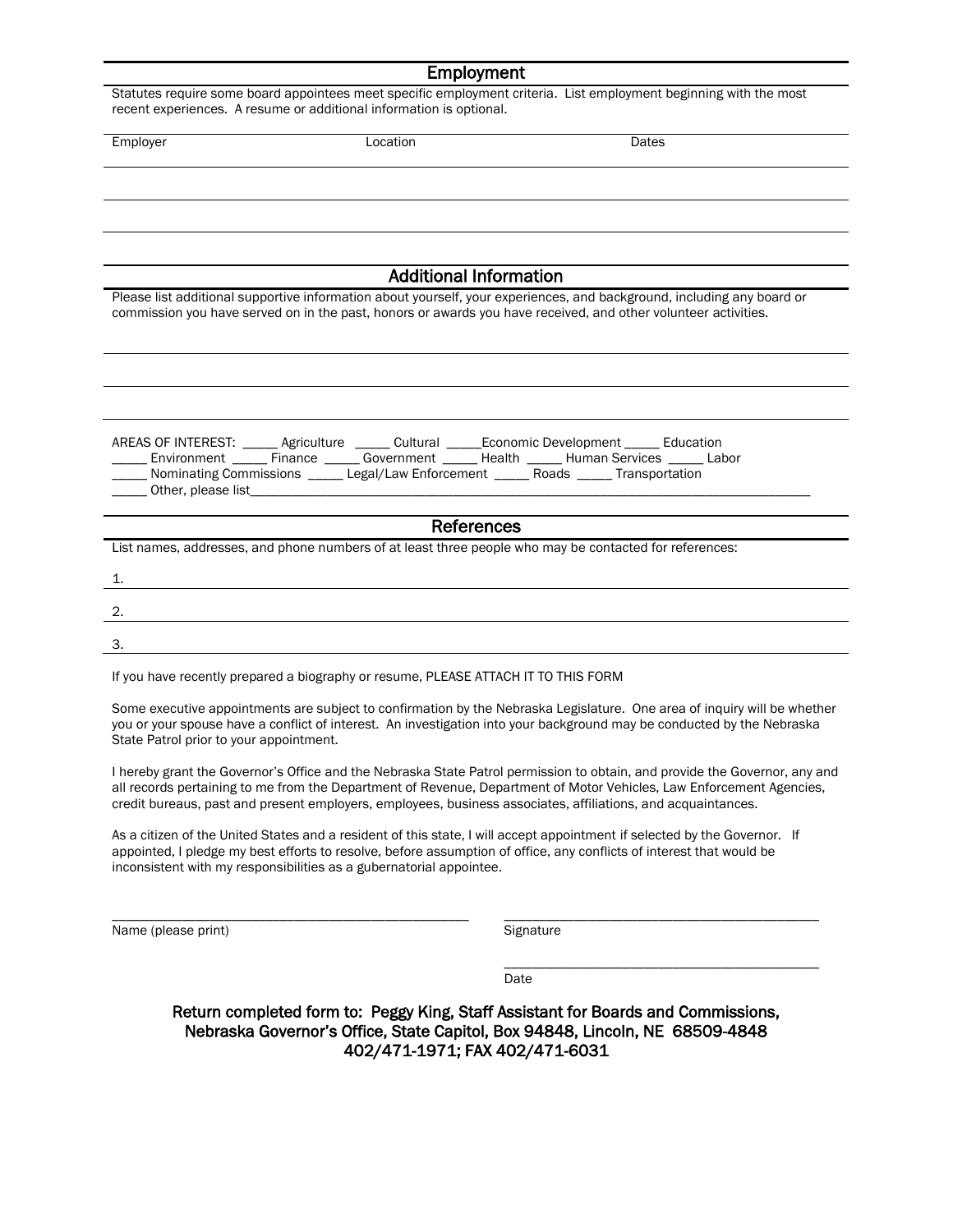## Employment

Statutes require some board appointees meet specific employment criteria. List employment beginning with the most recent experiences. A resume or additional information is optional.

| Employer | Location | Dates |
|---|---|---|
| | | |
| | | |
| | | |

## Additional Information

Please list additional supportive information about yourself, your experiences, and background, including any board or commission you have served on in the past, honors or awards you have received, and other volunteer activities.

AREAS OF INTEREST: _____ Agriculture _____ Cultural _____Economic Development _____ Education
_____ Environment _____ Finance _____ Government _____ Health _____ Human Services _____ Labor
_____ Nominating Commissions _____ Legal/Law Enforcement _____ Roads _____ Transportation
_____ Other, please list_______________________________________________________________________________

## References

List names, addresses, and phone numbers of at least three people who may be contacted for references:

1.

2.

3.

If you have recently prepared a biography or resume, PLEASE ATTACH IT TO THIS FORM

Some executive appointments are subject to confirmation by the Nebraska Legislature. One area of inquiry will be whether you or your spouse have a conflict of interest. An investigation into your background may be conducted by the Nebraska State Patrol prior to your appointment.

I hereby grant the Governor's Office and the Nebraska State Patrol permission to obtain, and provide the Governor, any and all records pertaining to me from the Department of Revenue, Department of Motor Vehicles, Law Enforcement Agencies, credit bureaus, past and present employers, employees, business associates, affiliations, and acquaintances.

As a citizen of the United States and a resident of this state, I will accept appointment if selected by the Governor. If appointed, I pledge my best efforts to resolve, before assumption of office, any conflicts of interest that would be inconsistent with my responsibilities as a gubernatorial appointee.

______________________________________________ ______________________________________________
Name (please print) Signature

______________________________________________
Date

**Return completed form to: Peggy King, Staff Assistant for Boards and Commissions, Nebraska Governor's Office, State Capitol, Box 94848, Lincoln, NE 68509-4848 402/471-1971; FAX 402/471-6031**